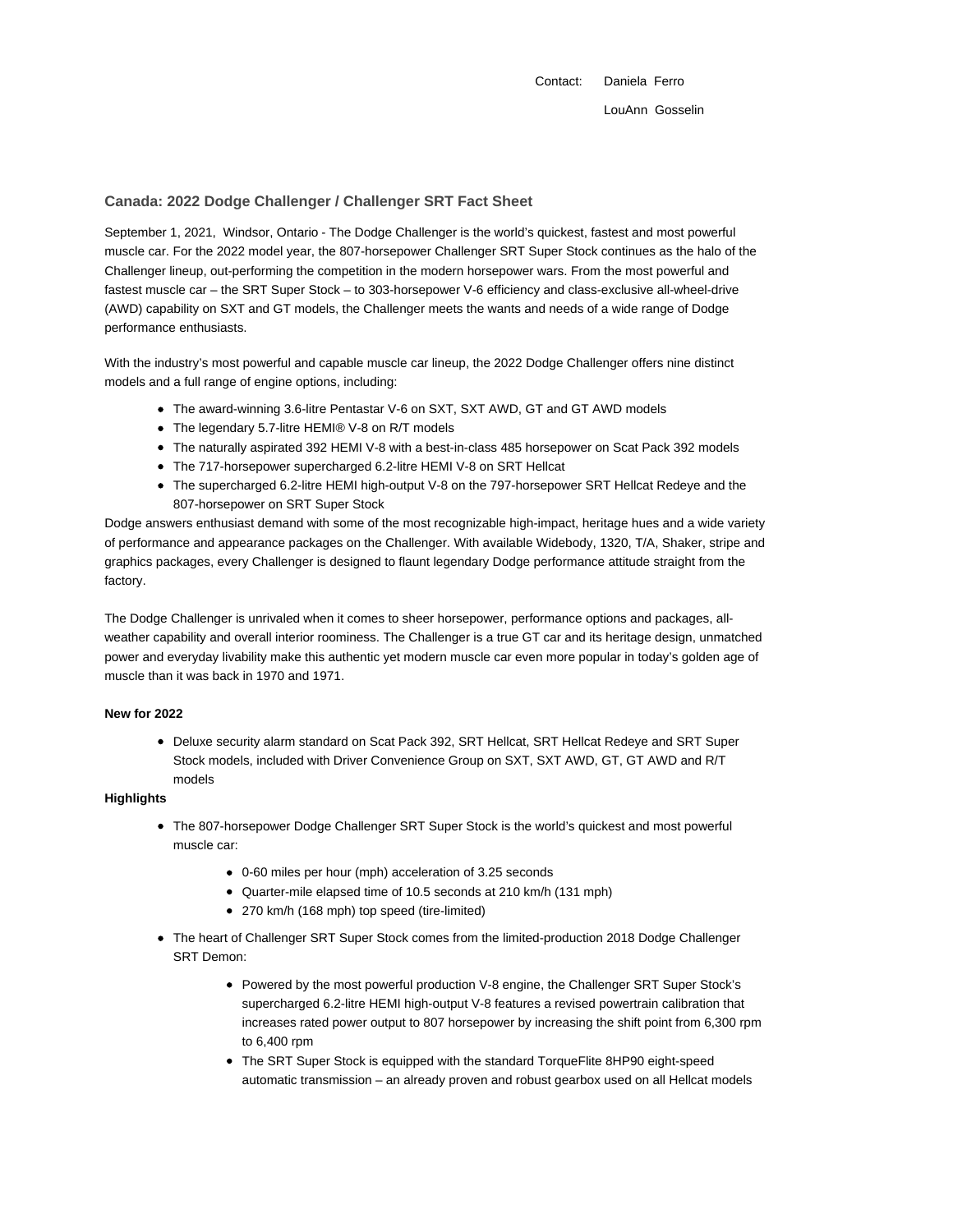Contact: Daniela Ferro

LouAnn Gosselin

## Canada: 2022 Dodge Challenger / Challenger SRT Fact Sheet

September 1, 2021, Windsor, Ontario - The Dodge Challenger is the world's quickest, fastest and most powerful muscle car. For the 2022 model year, the 807-horsepower Challenger SRT Super Stock continues as the halo of the Challenger lineup, out-performing the competition in the modern horsepower wars. From the most powerful and fastest muscle car – the SRT Super Stock – to 303-horsepower V-6 efficiency and class-exclusive all-wheel-drive (AWD) capability on SXT and GT models, the Challenger meets the wants and needs of a wide range of Dodge performance enthusiasts.

With the industry's most powerful and capable muscle car lineup, the 2022 Dodge Challenger offers nine distinct models and a full range of engine options, including:

- The award-winning 3.6-litre Pentastar V-6 on SXT, SXT AWD, GT and GT AWD models
- The legendary 5.7-litre HEMI® V-8 on R/T models
- The naturally aspirated 392 HEMI V-8 with a best-in-class 485 horsepower on Scat Pack 392 models
- The 717-horsepower supercharged 6.2-litre HEMI V-8 on SRT Hellcat
- The supercharged 6.2-litre HEMI high-output V-8 on the 797-horsepower SRT Hellcat Redeye and the 807-horsepower on SRT Super Stock

Dodge answers enthusiast demand with some of the most recognizable high-impact, heritage hues and a wide variety of performance and appearance packages on the Challenger. With available Widebody, 1320, T/A, Shaker, stripe and graphics packages, every Challenger is designed to flaunt legendary Dodge performance attitude straight from the factory.

The Dodge Challenger is unrivaled when it comes to sheer horsepower, performance options and packages, all-weather capability and overall interior roominess. The Challenger is a true GT car and its heritage design, unmatched power and everyday livability make this authentic yet modern muscle car even more popular in today's golden age of muscle than it was back in 1970 and 1971.

**New for 2022**

- Deluxe security alarm standard on Scat Pack 392, SRT Hellcat, SRT Hellcat Redeye and SRT Super Stock models, included with Driver Convenience Group on SXT, SXT AWD, GT, GT AWD and R/T models

**Highlights**

- The 807-horsepower Dodge Challenger SRT Super Stock is the world's quickest and most powerful muscle car:
  - 0-60 miles per hour (mph) acceleration of 3.25 seconds
  - Quarter-mile elapsed time of 10.5 seconds at 210 km/h (131 mph)
  - 270 km/h (168 mph) top speed (tire-limited)
- The heart of Challenger SRT Super Stock comes from the limited-production 2018 Dodge Challenger SRT Demon:
  - Powered by the most powerful production V-8 engine, the Challenger SRT Super Stock's supercharged 6.2-litre HEMI high-output V-8 features a revised powertrain calibration that increases rated power output to 807 horsepower by increasing the shift point from 6,300 rpm to 6,400 rpm
  - The SRT Super Stock is equipped with the standard TorqueFlite 8HP90 eight-speed automatic transmission – an already proven and robust gearbox used on all Hellcat models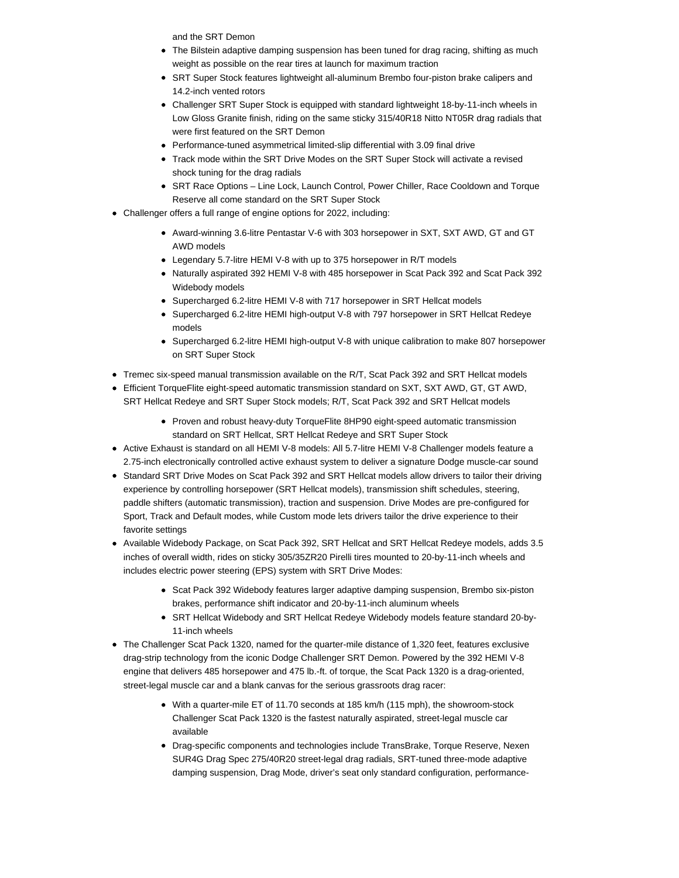and the SRT Demon
    - The Bilstein adaptive damping suspension has been tuned for drag racing, shifting as much weight as possible on the rear tires at launch for maximum traction
    - SRT Super Stock features lightweight all-aluminum Brembo four-piston brake calipers and 14.2-inch vented rotors
    - Challenger SRT Super Stock is equipped with standard lightweight 18-by-11-inch wheels in Low Gloss Granite finish, riding on the same sticky 315/40R18 Nitto NT05R drag radials that were first featured on the SRT Demon
    - Performance-tuned asymmetrical limited-slip differential with 3.09 final drive
    - Track mode within the SRT Drive Modes on the SRT Super Stock will activate a revised shock tuning for the drag radials
    - SRT Race Options – Line Lock, Launch Control, Power Chiller, Race Cooldown and Torque Reserve all come standard on the SRT Super Stock
- Challenger offers a full range of engine options for 2022, including:
    - Award-winning 3.6-litre Pentastar V-6 with 303 horsepower in SXT, SXT AWD, GT and GT AWD models
    - Legendary 5.7-litre HEMI V-8 with up to 375 horsepower in R/T models
    - Naturally aspirated 392 HEMI V-8 with 485 horsepower in Scat Pack 392 and Scat Pack 392 Widebody models
    - Supercharged 6.2-litre HEMI V-8 with 717 horsepower in SRT Hellcat models
    - Supercharged 6.2-litre HEMI high-output V-8 with 797 horsepower in SRT Hellcat Redeye models
    - Supercharged 6.2-litre HEMI high-output V-8 with unique calibration to make 807 horsepower on SRT Super Stock
- Tremec six-speed manual transmission available on the R/T, Scat Pack 392 and SRT Hellcat models
- Efficient TorqueFlite eight-speed automatic transmission standard on SXT, SXT AWD, GT, GT AWD, SRT Hellcat Redeye and SRT Super Stock models; R/T, Scat Pack 392 and SRT Hellcat models
    - Proven and robust heavy-duty TorqueFlite 8HP90 eight-speed automatic transmission standard on SRT Hellcat, SRT Hellcat Redeye and SRT Super Stock
- Active Exhaust is standard on all HEMI V-8 models: All 5.7-litre HEMI V-8 Challenger models feature a 2.75-inch electronically controlled active exhaust system to deliver a signature Dodge muscle-car sound
- Standard SRT Drive Modes on Scat Pack 392 and SRT Hellcat models allow drivers to tailor their driving experience by controlling horsepower (SRT Hellcat models), transmission shift schedules, steering, paddle shifters (automatic transmission), traction and suspension. Drive Modes are pre-configured for Sport, Track and Default modes, while Custom mode lets drivers tailor the drive experience to their favorite settings
- Available Widebody Package, on Scat Pack 392, SRT Hellcat and SRT Hellcat Redeye models, adds 3.5 inches of overall width, rides on sticky 305/35ZR20 Pirelli tires mounted to 20-by-11-inch wheels and includes electric power steering (EPS) system with SRT Drive Modes:
    - Scat Pack 392 Widebody features larger adaptive damping suspension, Brembo six-piston brakes, performance shift indicator and 20-by-11-inch aluminum wheels
    - SRT Hellcat Widebody and SRT Hellcat Redeye Widebody models feature standard 20-by-11-inch wheels
- The Challenger Scat Pack 1320, named for the quarter-mile distance of 1,320 feet, features exclusive drag-strip technology from the iconic Dodge Challenger SRT Demon. Powered by the 392 HEMI V-8 engine that delivers 485 horsepower and 475 lb.-ft. of torque, the Scat Pack 1320 is a drag-oriented, street-legal muscle car and a blank canvas for the serious grassroots drag racer:
    - With a quarter-mile ET of 11.70 seconds at 185 km/h (115 mph), the showroom-stock Challenger Scat Pack 1320 is the fastest naturally aspirated, street-legal muscle car available
    - Drag-specific components and technologies include TransBrake, Torque Reserve, Nexen SUR4G Drag Spec 275/40R20 street-legal drag radials, SRT-tuned three-mode adaptive damping suspension, Drag Mode, driver's seat only standard configuration, performance-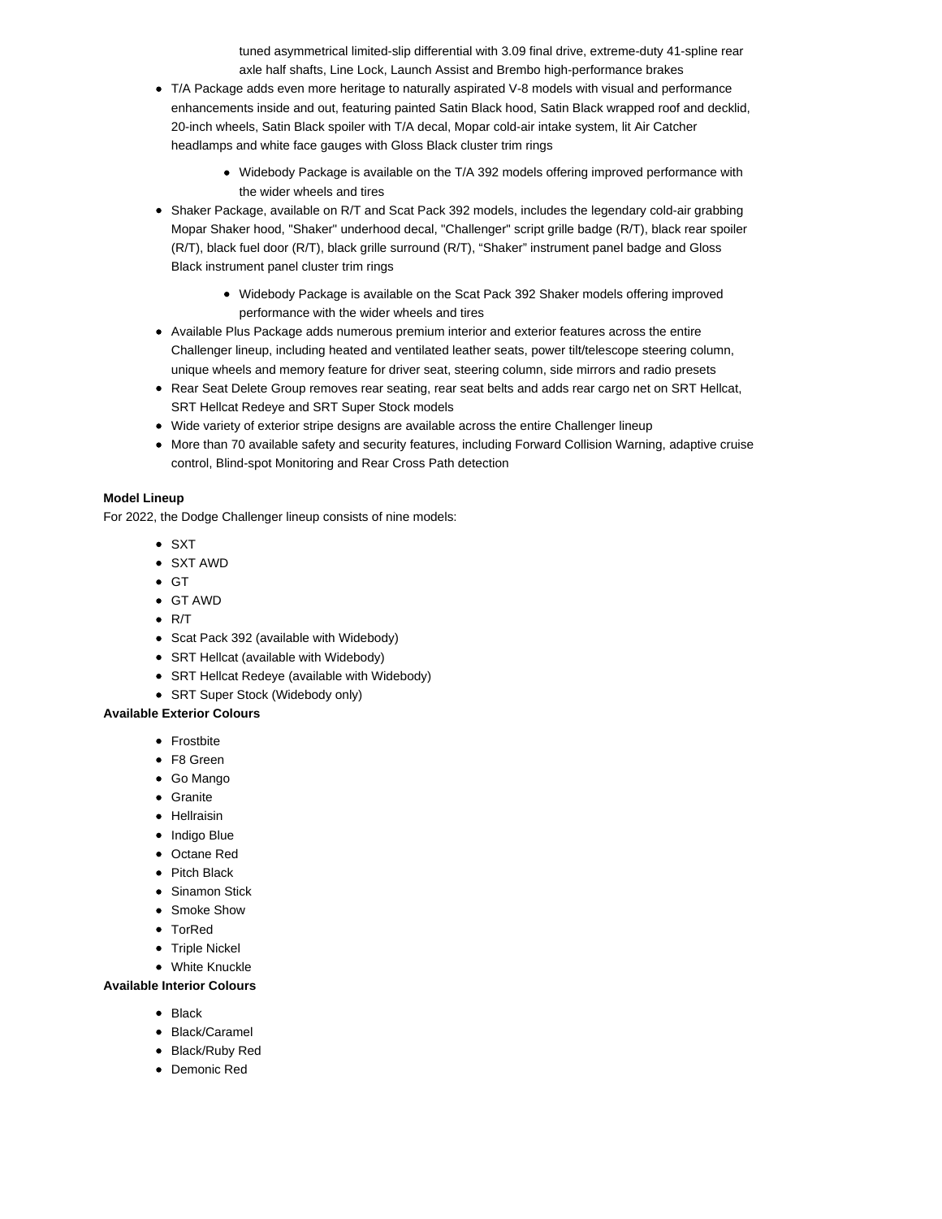- tuned asymmetrical limited-slip differential with 3.09 final drive, extreme-duty 41-spline rear axle half shafts, Line Lock, Launch Assist and Brembo high-performance brakes
- T/A Package adds even more heritage to naturally aspirated V-8 models with visual and performance enhancements inside and out, featuring painted Satin Black hood, Satin Black wrapped roof and decklid, 20-inch wheels, Satin Black spoiler with T/A decal, Mopar cold-air intake system, lit Air Catcher headlamps and white face gauges with Gloss Black cluster trim rings
  - Widebody Package is available on the T/A 392 models offering improved performance with the wider wheels and tires
- Shaker Package, available on R/T and Scat Pack 392 models, includes the legendary cold-air grabbing Mopar Shaker hood, "Shaker" underhood decal, "Challenger" script grille badge (R/T), black rear spoiler (R/T), black fuel door (R/T), black grille surround (R/T), "Shaker" instrument panel badge and Gloss Black instrument panel cluster trim rings
  - Widebody Package is available on the Scat Pack 392 Shaker models offering improved performance with the wider wheels and tires
- Available Plus Package adds numerous premium interior and exterior features across the entire Challenger lineup, including heated and ventilated leather seats, power tilt/telescope steering column, unique wheels and memory feature for driver seat, steering column, side mirrors and radio presets
- Rear Seat Delete Group removes rear seating, rear seat belts and adds rear cargo net on SRT Hellcat, SRT Hellcat Redeye and SRT Super Stock models
- Wide variety of exterior stripe designs are available across the entire Challenger lineup
- More than 70 available safety and security features, including Forward Collision Warning, adaptive cruise control, Blind-spot Monitoring and Rear Cross Path detection

**Model Lineup**

For 2022, the Dodge Challenger lineup consists of nine models:

- SXT
- SXT AWD
- GT
- GT AWD
- R/T
- Scat Pack 392 (available with Widebody)
- SRT Hellcat (available with Widebody)
- SRT Hellcat Redeye (available with Widebody)
- SRT Super Stock (Widebody only)

**Available Exterior Colours**

- Frostbite
- F8 Green
- Go Mango
- Granite
- Hellraisin
- Indigo Blue
- Octane Red
- Pitch Black
- Sinamon Stick
- Smoke Show
- TorRed
- Triple Nickel
- White Knuckle

**Available Interior Colours**

- Black
- Black/Caramel
- Black/Ruby Red
- Demonic Red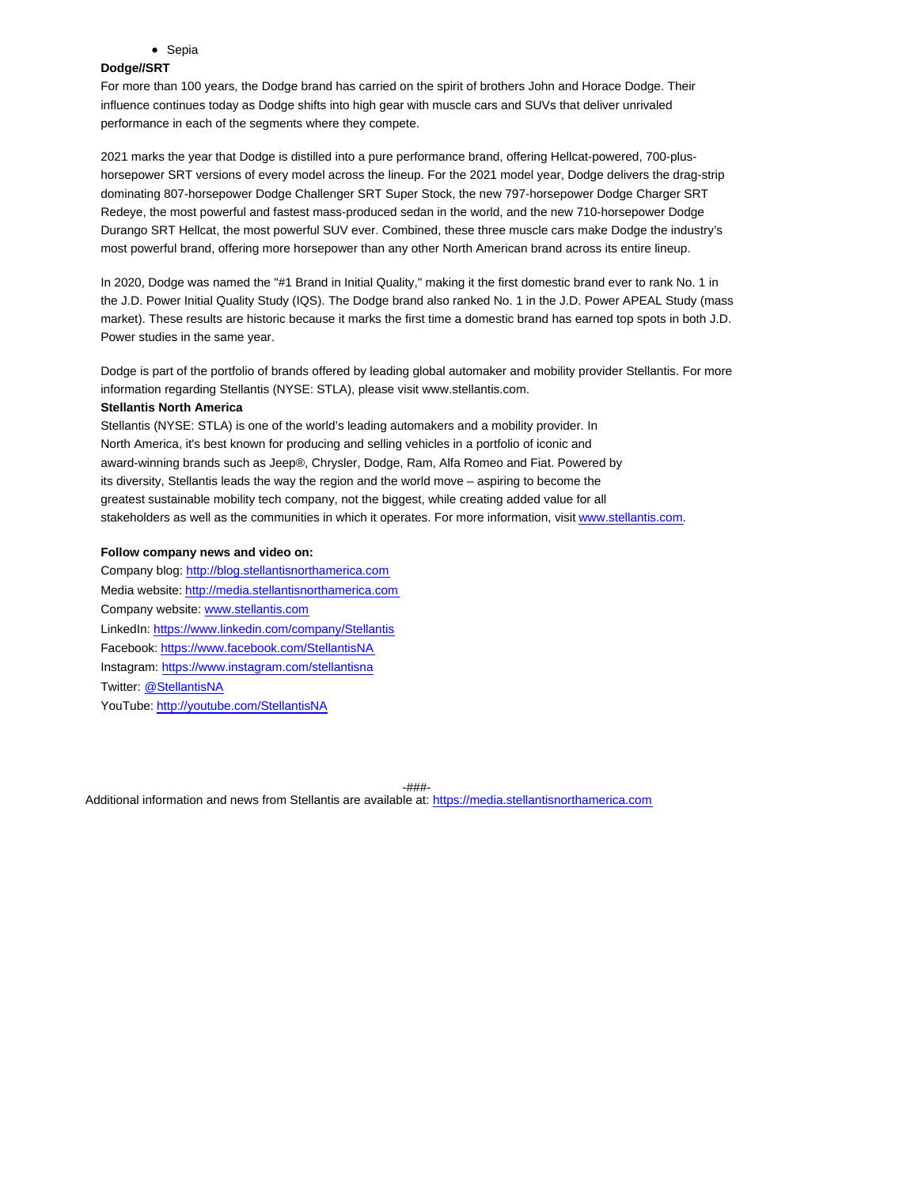- Sepia

**Dodge//SRT**

For more than 100 years, the Dodge brand has carried on the spirit of brothers John and Horace Dodge. Their influence continues today as Dodge shifts into high gear with muscle cars and SUVs that deliver unrivaled performance in each of the segments where they compete.

2021 marks the year that Dodge is distilled into a pure performance brand, offering Hellcat-powered, 700-plus-horsepower SRT versions of every model across the lineup. For the 2021 model year, Dodge delivers the drag-strip dominating 807-horsepower Dodge Challenger SRT Super Stock, the new 797-horsepower Dodge Charger SRT Redeye, the most powerful and fastest mass-produced sedan in the world, and the new 710-horsepower Dodge Durango SRT Hellcat, the most powerful SUV ever. Combined, these three muscle cars make Dodge the industry's most powerful brand, offering more horsepower than any other North American brand across its entire lineup.

In 2020, Dodge was named the "#1 Brand in Initial Quality," making it the first domestic brand ever to rank No. 1 in the J.D. Power Initial Quality Study (IQS). The Dodge brand also ranked No. 1 in the J.D. Power APEAL Study (mass market). These results are historic because it marks the first time a domestic brand has earned top spots in both J.D. Power studies in the same year.

Dodge is part of the portfolio of brands offered by leading global automaker and mobility provider Stellantis. For more information regarding Stellantis (NYSE: STLA), please visit www.stellantis.com.

**Stellantis North America**

Stellantis (NYSE: STLA) is one of the world's leading automakers and a mobility provider. In North America, it's best known for producing and selling vehicles in a portfolio of iconic and award-winning brands such as Jeep®, Chrysler, Dodge, Ram, Alfa Romeo and Fiat. Powered by its diversity, Stellantis leads the way the region and the world move – aspiring to become the greatest sustainable mobility tech company, not the biggest, while creating added value for all stakeholders as well as the communities in which it operates. For more information, visit www.stellantis.com.

**Follow company news and video on:**

Company blog: http://blog.stellantisnorthamerica.com
Media website: http://media.stellantisnorthamerica.com
Company website: www.stellantis.com
LinkedIn: https://www.linkedin.com/company/Stellantis
Facebook: https://www.facebook.com/StellantisNA
Instagram: https://www.instagram.com/stellantisna
Twitter: @StellantisNA
YouTube: http://youtube.com/StellantisNA

-###-

Additional information and news from Stellantis are available at: https://media.stellantisnorthamerica.com